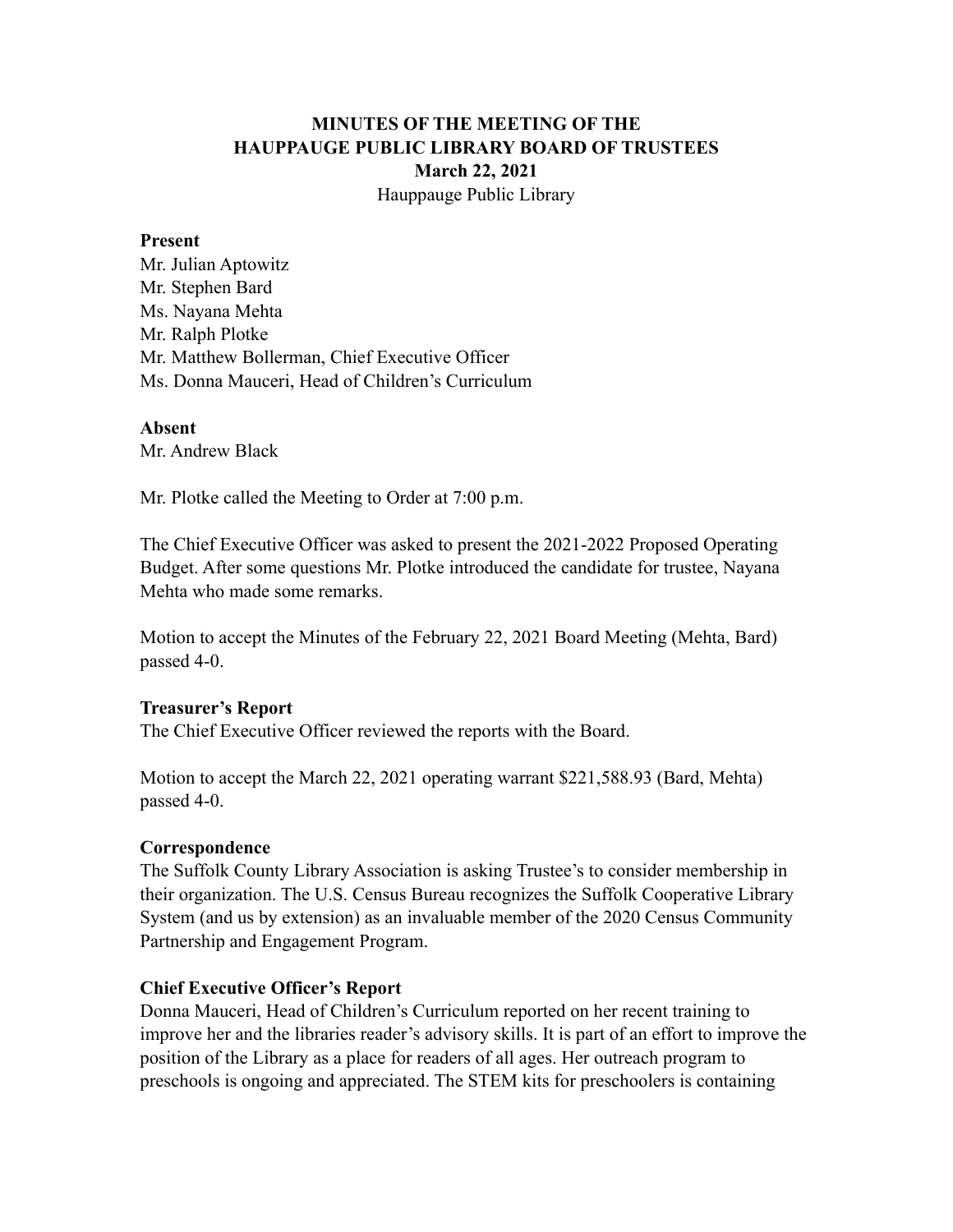# MINUTES OF THE MEETING OF THE HAUPPAUGE PUBLIC LIBRARY BOARD OF TRUSTEES

**March 22, 2021**

Hauppauge Public Library

**Present**

Mr. Julian Aptowitz
Mr. Stephen Bard
Ms. Nayana Mehta
Mr. Ralph Plotke
Mr. Matthew Bollerman, Chief Executive Officer
Ms. Donna Mauceri, Head of Children's Curriculum

**Absent**

Mr. Andrew Black

Mr. Plotke called the Meeting to Order at 7:00 p.m.

The Chief Executive Officer was asked to present the 2021-2022 Proposed Operating Budget. After some questions Mr. Plotke introduced the candidate for trustee, Nayana Mehta who made some remarks.

Motion to accept the Minutes of the February 22, 2021 Board Meeting (Mehta, Bard) passed 4-0.

**Treasurer's Report**

The Chief Executive Officer reviewed the reports with the Board.

Motion to accept the March 22, 2021 operating warrant $221,588.93 (Bard, Mehta) passed 4-0.

**Correspondence**

The Suffolk County Library Association is asking Trustee's to consider membership in their organization. The U.S. Census Bureau recognizes the Suffolk Cooperative Library System (and us by extension) as an invaluable member of the 2020 Census Community Partnership and Engagement Program.

**Chief Executive Officer's Report**

Donna Mauceri, Head of Children's Curriculum reported on her recent training to improve her and the libraries reader's advisory skills. It is part of an effort to improve the position of the Library as a place for readers of all ages. Her outreach program to preschools is ongoing and appreciated. The STEM kits for preschoolers is containing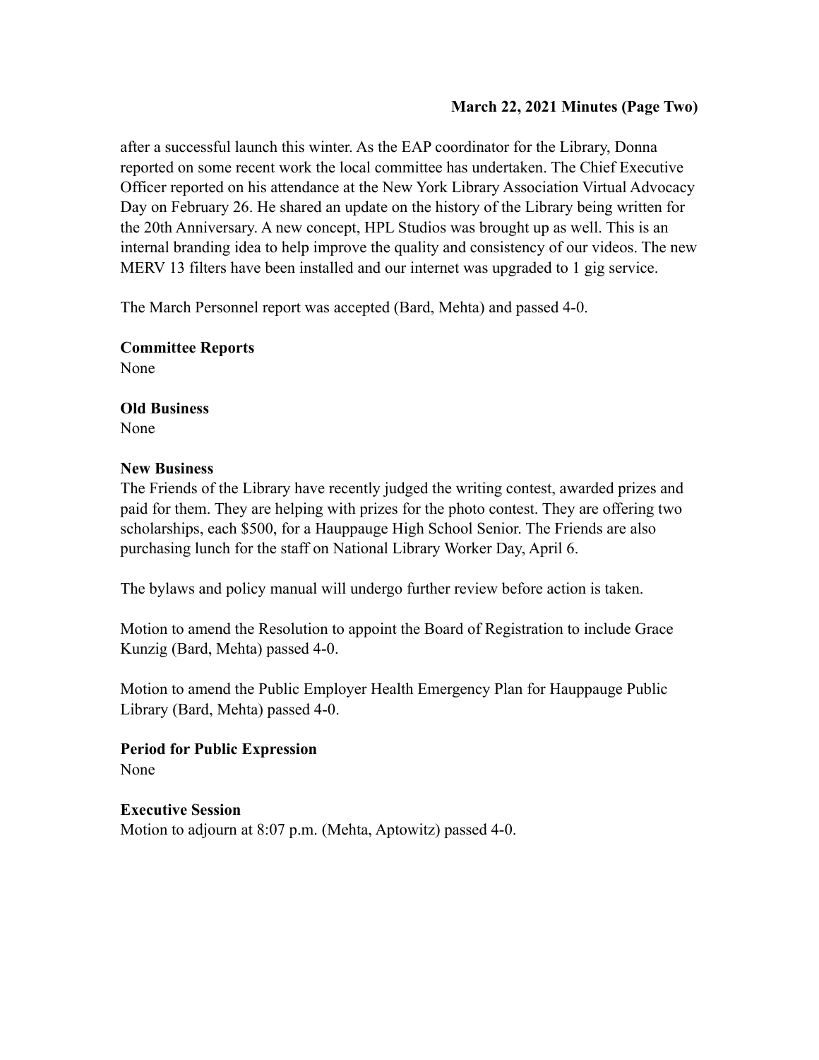after a successful launch this winter. As the EAP coordinator for the Library, Donna reported on some recent work the local committee has undertaken. The Chief Executive Officer reported on his attendance at the New York Library Association Virtual Advocacy Day on February 26. He shared an update on the history of the Library being written for the 20th Anniversary. A new concept, HPL Studios was brought up as well. This is an internal branding idea to help improve the quality and consistency of our videos. The new MERV 13 filters have been installed and our internet was upgraded to 1 gig service.

The March Personnel report was accepted (Bard, Mehta) and passed 4-0.

**Committee Reports**
None

**Old Business**
None

**New Business**
The Friends of the Library have recently judged the writing contest, awarded prizes and paid for them. They are helping with prizes for the photo contest. They are offering two scholarships, each $500, for a Hauppauge High School Senior. The Friends are also purchasing lunch for the staff on National Library Worker Day, April 6.

The bylaws and policy manual will undergo further review before action is taken.

Motion to amend the Resolution to appoint the Board of Registration to include Grace Kunzig (Bard, Mehta) passed 4-0.

Motion to amend the Public Employer Health Emergency Plan for Hauppauge Public Library (Bard, Mehta) passed 4-0.

**Period for Public Expression**
None

**Executive Session**
Motion to adjourn at 8:07 p.m. (Mehta, Aptowitz) passed 4-0.